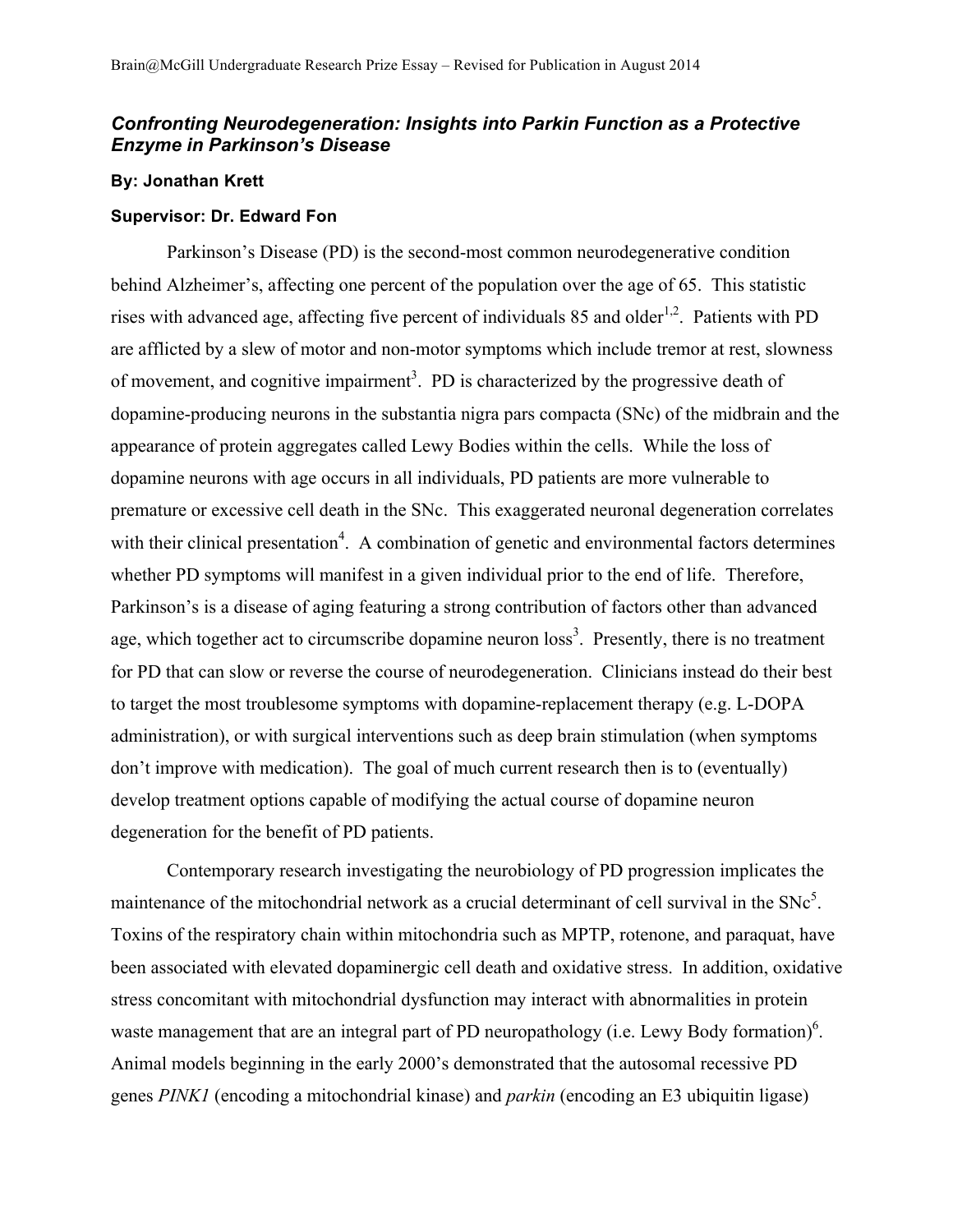Brain@McGill Undergraduate Research Prize Essay – Revised for Publication in August 2014

# *Confronting Neurodegeneration: Insights into Parkin Function as a Protective Enzyme in Parkinson's Disease*

**By: Jonathan Krett**

**Supervisor: Dr. Edward Fon**

Parkinson's Disease (PD) is the second-most common neurodegenerative condition behind Alzheimer's, affecting one percent of the population over the age of 65. This statistic rises with advanced age, affecting five percent of individuals 85 and older[1,2]. Patients with PD are afflicted by a slew of motor and non-motor symptoms which include tremor at rest, slowness of movement, and cognitive impairment[3]. PD is characterized by the progressive death of dopamine-producing neurons in the substantia nigra pars compacta (SNc) of the midbrain and the appearance of protein aggregates called Lewy Bodies within the cells. While the loss of dopamine neurons with age occurs in all individuals, PD patients are more vulnerable to premature or excessive cell death in the SNc. This exaggerated neuronal degeneration correlates with their clinical presentation[4]. A combination of genetic and environmental factors determines whether PD symptoms will manifest in a given individual prior to the end of life. Therefore, Parkinson's is a disease of aging featuring a strong contribution of factors other than advanced age, which together act to circumscribe dopamine neuron loss[3]. Presently, there is no treatment for PD that can slow or reverse the course of neurodegeneration. Clinicians instead do their best to target the most troublesome symptoms with dopamine-replacement therapy (e.g. L-DOPA administration), or with surgical interventions such as deep brain stimulation (when symptoms don't improve with medication). The goal of much current research then is to (eventually) develop treatment options capable of modifying the actual course of dopamine neuron degeneration for the benefit of PD patients.

Contemporary research investigating the neurobiology of PD progression implicates the maintenance of the mitochondrial network as a crucial determinant of cell survival in the SNc[5]. Toxins of the respiratory chain within mitochondria such as MPTP, rotenone, and paraquat, have been associated with elevated dopaminergic cell death and oxidative stress. In addition, oxidative stress concomitant with mitochondrial dysfunction may interact with abnormalities in protein waste management that are an integral part of PD neuropathology (i.e. Lewy Body formation)[6]. Animal models beginning in the early 2000's demonstrated that the autosomal recessive PD genes *PINK1* (encoding a mitochondrial kinase) and *parkin* (encoding an E3 ubiquitin ligase)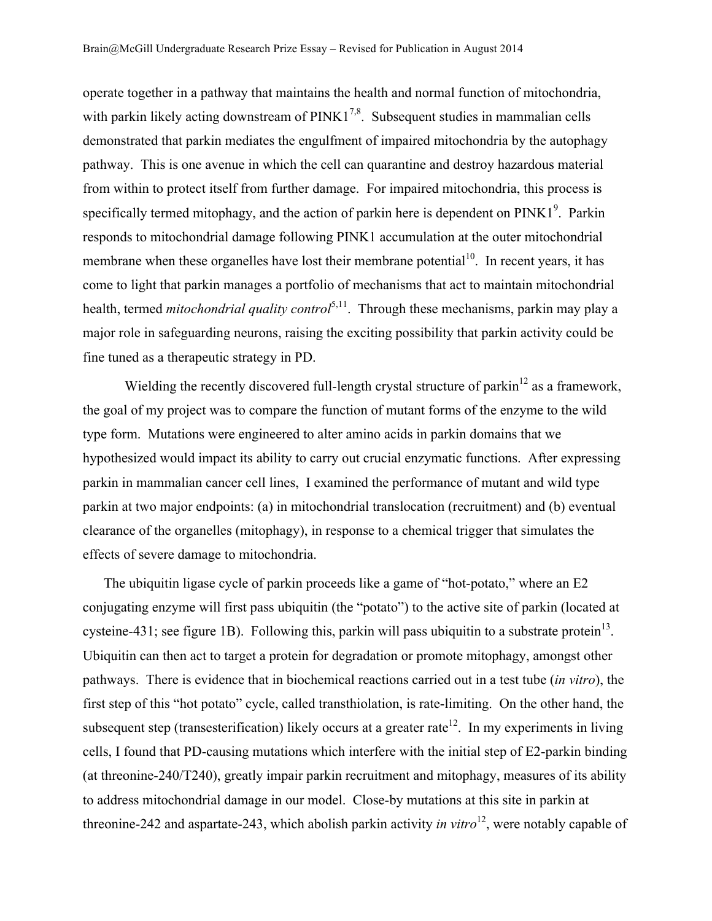operate together in a pathway that maintains the health and normal function of mitochondria, with parkin likely acting downstream of PINK1[7,8]. Subsequent studies in mammalian cells demonstrated that parkin mediates the engulfment of impaired mitochondria by the autophagy pathway. This is one avenue in which the cell can quarantine and destroy hazardous material from within to protect itself from further damage. For impaired mitochondria, this process is specifically termed mitophagy, and the action of parkin here is dependent on PINK1[9]. Parkin responds to mitochondrial damage following PINK1 accumulation at the outer mitochondrial membrane when these organelles have lost their membrane potential[10]. In recent years, it has come to light that parkin manages a portfolio of mechanisms that act to maintain mitochondrial health, termed *mitochondrial quality control*[5,11]. Through these mechanisms, parkin may play a major role in safeguarding neurons, raising the exciting possibility that parkin activity could be fine tuned as a therapeutic strategy in PD.

Wielding the recently discovered full-length crystal structure of parkin[12] as a framework, the goal of my project was to compare the function of mutant forms of the enzyme to the wild type form. Mutations were engineered to alter amino acids in parkin domains that we hypothesized would impact its ability to carry out crucial enzymatic functions. After expressing parkin in mammalian cancer cell lines, I examined the performance of mutant and wild type parkin at two major endpoints: (a) in mitochondrial translocation (recruitment) and (b) eventual clearance of the organelles (mitophagy), in response to a chemical trigger that simulates the effects of severe damage to mitochondria.

The ubiquitin ligase cycle of parkin proceeds like a game of "hot-potato," where an E2 conjugating enzyme will first pass ubiquitin (the "potato") to the active site of parkin (located at cysteine-431; see figure 1B). Following this, parkin will pass ubiquitin to a substrate protein[13]. Ubiquitin can then act to target a protein for degradation or promote mitophagy, amongst other pathways. There is evidence that in biochemical reactions carried out in a test tube (*in vitro*), the first step of this "hot potato" cycle, called transthiolation, is rate-limiting. On the other hand, the subsequent step (transesterification) likely occurs at a greater rate[12]. In my experiments in living cells, I found that PD-causing mutations which interfere with the initial step of E2-parkin binding (at threonine-240/T240), greatly impair parkin recruitment and mitophagy, measures of its ability to address mitochondrial damage in our model. Close-by mutations at this site in parkin at threonine-242 and aspartate-243, which abolish parkin activity *in vitro*[12], were notably capable of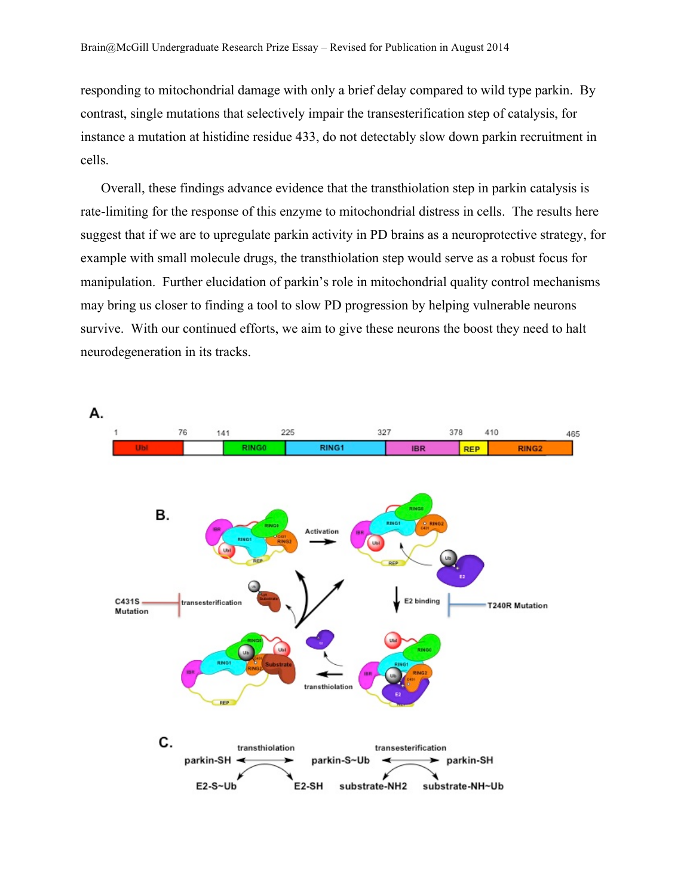responding to mitochondrial damage with only a brief delay compared to wild type parkin. By contrast, single mutations that selectively impair the transesterification step of catalysis, for instance a mutation at histidine residue 433, do not detectably slow down parkin recruitment in cells.

Overall, these findings advance evidence that the transthiolation step in parkin catalysis is rate-limiting for the response of this enzyme to mitochondrial distress in cells. The results here suggest that if we are to upregulate parkin activity in PD brains as a neuroprotective strategy, for example with small molecule drugs, the transthiolation step would serve as a robust focus for manipulation. Further elucidation of parkin's role in mitochondrial quality control mechanisms may bring us closer to finding a tool to slow PD progression by helping vulnerable neurons survive. With our continued efforts, we aim to give these neurons the boost they need to halt neurodegeneration in its tracks.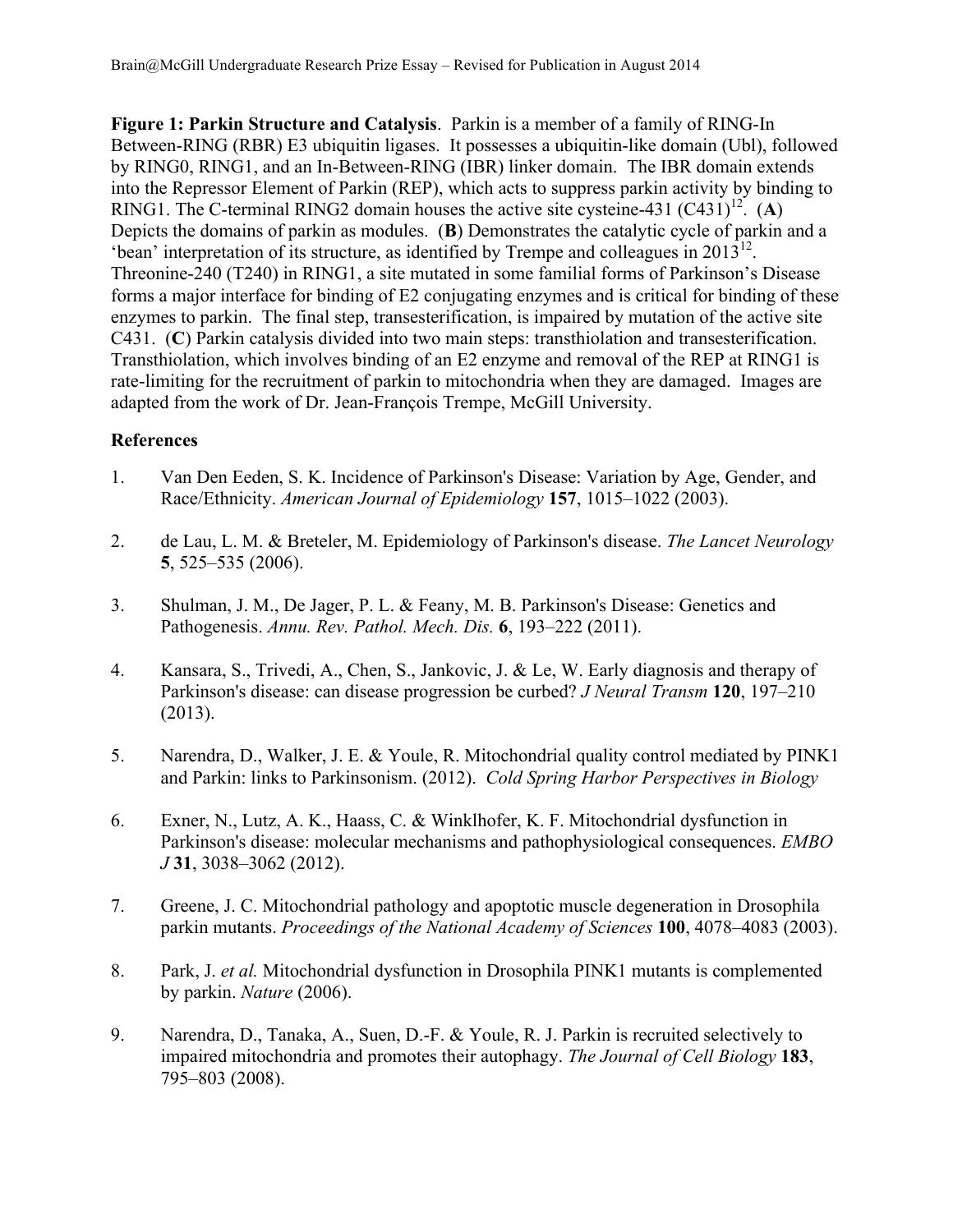**Figure 1: Parkin Structure and Catalysis**. Parkin is a member of a family of RING-In Between-RING (RBR) E3 ubiquitin ligases. It possesses a ubiquitin-like domain (Ubl), followed by RING0, RING1, and an In-Between-RING (IBR) linker domain. The IBR domain extends into the Repressor Element of Parkin (REP), which acts to suppress parkin activity by binding to RING1. The C-terminal RING2 domain houses the active site cysteine-431 (C431)[12]. (**A**) Depicts the domains of parkin as modules. (**B**) Demonstrates the catalytic cycle of parkin and a 'bean' interpretation of its structure, as identified by Trempe and colleagues in 2013[12]. Threonine-240 (T240) in RING1, a site mutated in some familial forms of Parkinson's Disease forms a major interface for binding of E2 conjugating enzymes and is critical for binding of these enzymes to parkin. The final step, transesterification, is impaired by mutation of the active site C431. (**C**) Parkin catalysis divided into two main steps: transthiolation and transesterification. Transthiolation, which involves binding of an E2 enzyme and removal of the REP at RING1 is rate-limiting for the recruitment of parkin to mitochondria when they are damaged. Images are adapted from the work of Dr. Jean-François Trempe, McGill University.

**References**

1. Van Den Eeden, S. K. Incidence of Parkinson's Disease: Variation by Age, Gender, and Race/Ethnicity. *American Journal of Epidemiology* **157**, 1015–1022 (2003).

2. de Lau, L. M. & Breteler, M. Epidemiology of Parkinson's disease. *The Lancet Neurology* **5**, 525–535 (2006).

3. Shulman, J. M., De Jager, P. L. & Feany, M. B. Parkinson's Disease: Genetics and Pathogenesis. *Annu. Rev. Pathol. Mech. Dis.* **6**, 193–222 (2011).

4. Kansara, S., Trivedi, A., Chen, S., Jankovic, J. & Le, W. Early diagnosis and therapy of Parkinson's disease: can disease progression be curbed? *J Neural Transm* **120**, 197–210 (2013).

5. Narendra, D., Walker, J. E. & Youle, R. Mitochondrial quality control mediated by PINK1 and Parkin: links to Parkinsonism. (2012). *Cold Spring Harbor Perspectives in Biology*

6. Exner, N., Lutz, A. K., Haass, C. & Winklhofer, K. F. Mitochondrial dysfunction in Parkinson's disease: molecular mechanisms and pathophysiological consequences. *EMBO J* **31**, 3038–3062 (2012).

7. Greene, J. C. Mitochondrial pathology and apoptotic muscle degeneration in Drosophila parkin mutants. *Proceedings of the National Academy of Sciences* **100**, 4078–4083 (2003).

8. Park, J. *et al.* Mitochondrial dysfunction in Drosophila PINK1 mutants is complemented by parkin. *Nature* (2006).

9. Narendra, D., Tanaka, A., Suen, D.-F. & Youle, R. J. Parkin is recruited selectively to impaired mitochondria and promotes their autophagy. *The Journal of Cell Biology* **183**, 795–803 (2008).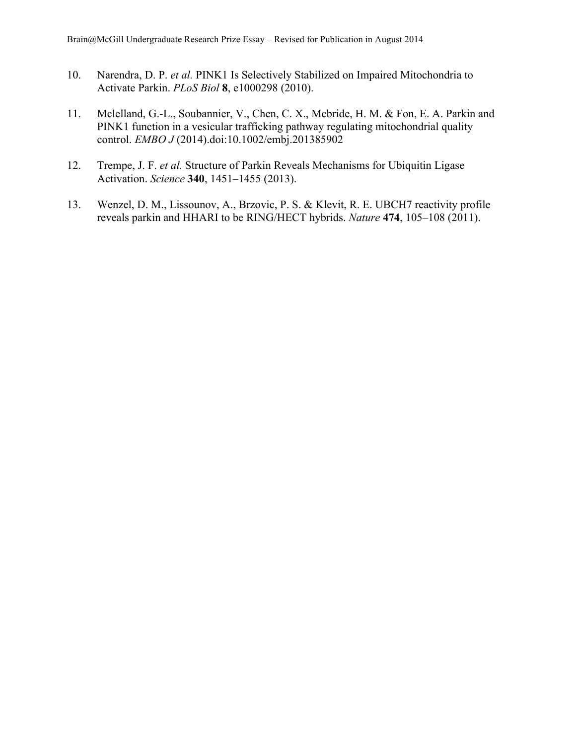10. Narendra, D. P. *et al.* PINK1 Is Selectively Stabilized on Impaired Mitochondria to Activate Parkin. *PLoS Biol* **8**, e1000298 (2010).

11. Mclelland, G.-L., Soubannier, V., Chen, C. X., Mcbride, H. M. & Fon, E. A. Parkin and PINK1 function in a vesicular trafficking pathway regulating mitochondrial quality control. *EMBO J* (2014).doi:10.1002/embj.201385902

12. Trempe, J. F. *et al.* Structure of Parkin Reveals Mechanisms for Ubiquitin Ligase Activation. *Science* **340**, 1451–1455 (2013).

13. Wenzel, D. M., Lissounov, A., Brzovic, P. S. & Klevit, R. E. UBCH7 reactivity profile reveals parkin and HHARI to be RING/HECT hybrids. *Nature* **474**, 105–108 (2011).